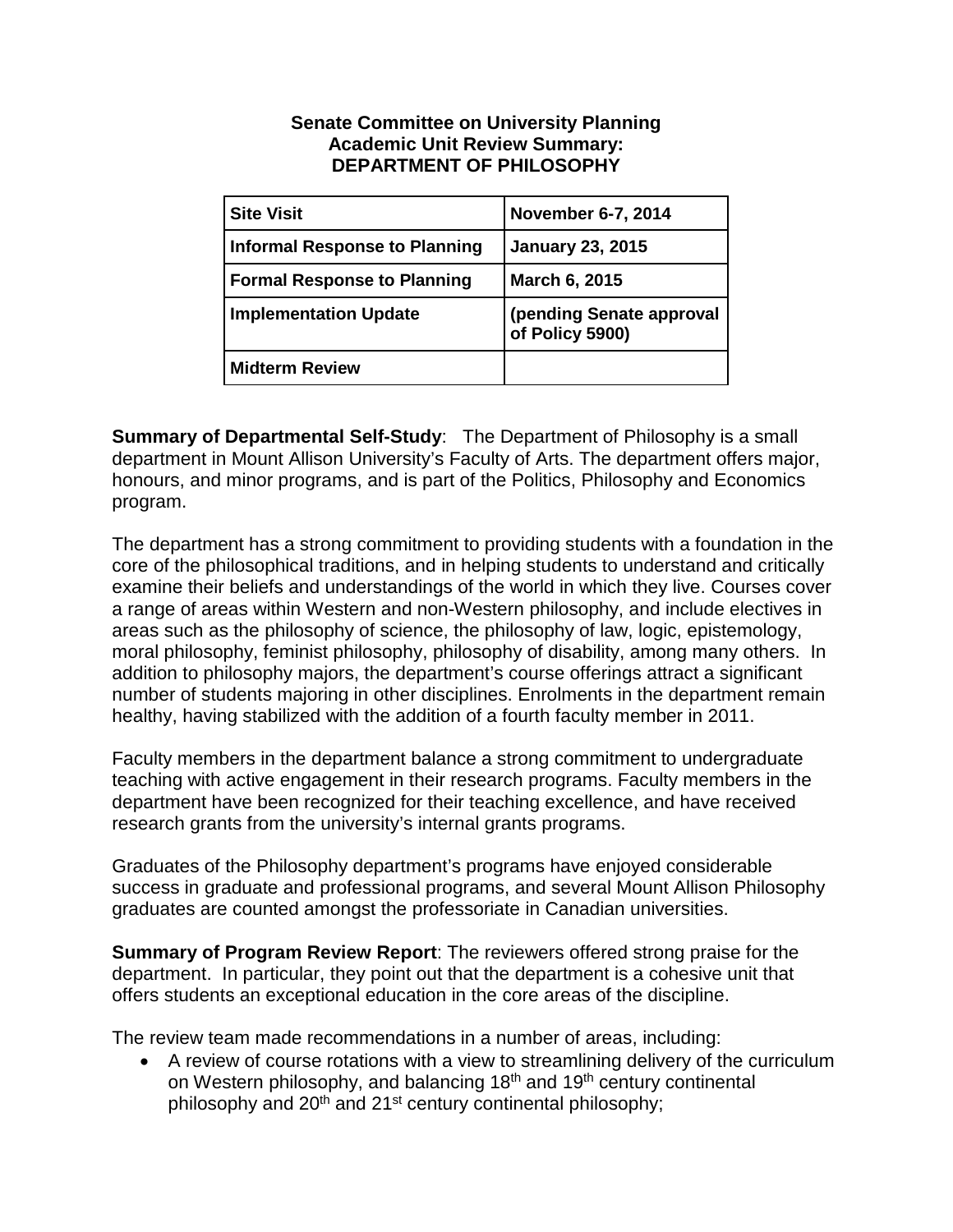**Senate Committee on University Planning**
**Academic Unit Review Summary:**
**DEPARTMENT OF PHILOSOPHY**

| **Site Visit** | **November 6-7, 2014** |
|---|---|
| **Informal Response to Planning** | **January 23, 2015** |
| **Formal Response to Planning** | **March 6, 2015** |
| **Implementation Update** | **(pending Senate approval of Policy 5900)** |
| **Midterm Review** | |

**Summary of Departmental Self-Study**: The Department of Philosophy is a small department in Mount Allison University's Faculty of Arts. The department offers major, honours, and minor programs, and is part of the Politics, Philosophy and Economics program.

The department has a strong commitment to providing students with a foundation in the core of the philosophical traditions, and in helping students to understand and critically examine their beliefs and understandings of the world in which they live. Courses cover a range of areas within Western and non-Western philosophy, and include electives in areas such as the philosophy of science, the philosophy of law, logic, epistemology, moral philosophy, feminist philosophy, philosophy of disability, among many others. In addition to philosophy majors, the department's course offerings attract a significant number of students majoring in other disciplines. Enrolments in the department remain healthy, having stabilized with the addition of a fourth faculty member in 2011.

Faculty members in the department balance a strong commitment to undergraduate teaching with active engagement in their research programs. Faculty members in the department have been recognized for their teaching excellence, and have received research grants from the university's internal grants programs.

Graduates of the Philosophy department's programs have enjoyed considerable success in graduate and professional programs, and several Mount Allison Philosophy graduates are counted amongst the professoriate in Canadian universities.

**Summary of Program Review Report**: The reviewers offered strong praise for the department. In particular, they point out that the department is a cohesive unit that offers students an exceptional education in the core areas of the discipline.

The review team made recommendations in a number of areas, including:

- A review of course rotations with a view to streamlining delivery of the curriculum on Western philosophy, and balancing 18th and 19th century continental philosophy and 20th and 21st century continental philosophy;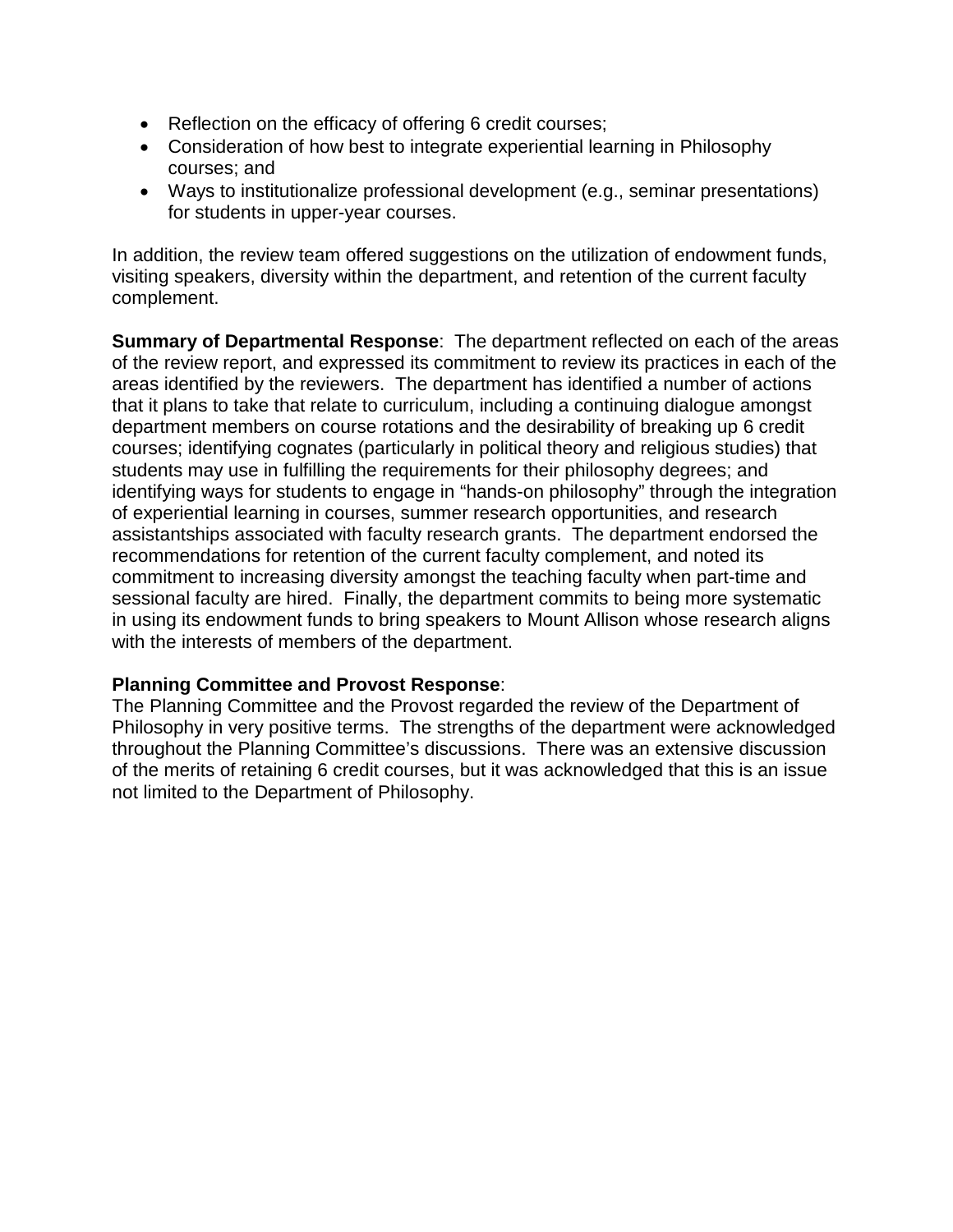- Reflection on the efficacy of offering 6 credit courses;
- Consideration of how best to integrate experiential learning in Philosophy courses; and
- Ways to institutionalize professional development (e.g., seminar presentations) for students in upper-year courses.

In addition, the review team offered suggestions on the utilization of endowment funds, visiting speakers, diversity within the department, and retention of the current faculty complement.

**Summary of Departmental Response**: The department reflected on each of the areas of the review report, and expressed its commitment to review its practices in each of the areas identified by the reviewers. The department has identified a number of actions that it plans to take that relate to curriculum, including a continuing dialogue amongst department members on course rotations and the desirability of breaking up 6 credit courses; identifying cognates (particularly in political theory and religious studies) that students may use in fulfilling the requirements for their philosophy degrees; and identifying ways for students to engage in "hands-on philosophy" through the integration of experiential learning in courses, summer research opportunities, and research assistantships associated with faculty research grants. The department endorsed the recommendations for retention of the current faculty complement, and noted its commitment to increasing diversity amongst the teaching faculty when part-time and sessional faculty are hired. Finally, the department commits to being more systematic in using its endowment funds to bring speakers to Mount Allison whose research aligns with the interests of members of the department.

**Planning Committee and Provost Response**:
The Planning Committee and the Provost regarded the review of the Department of Philosophy in very positive terms. The strengths of the department were acknowledged throughout the Planning Committee's discussions. There was an extensive discussion of the merits of retaining 6 credit courses, but it was acknowledged that this is an issue not limited to the Department of Philosophy.